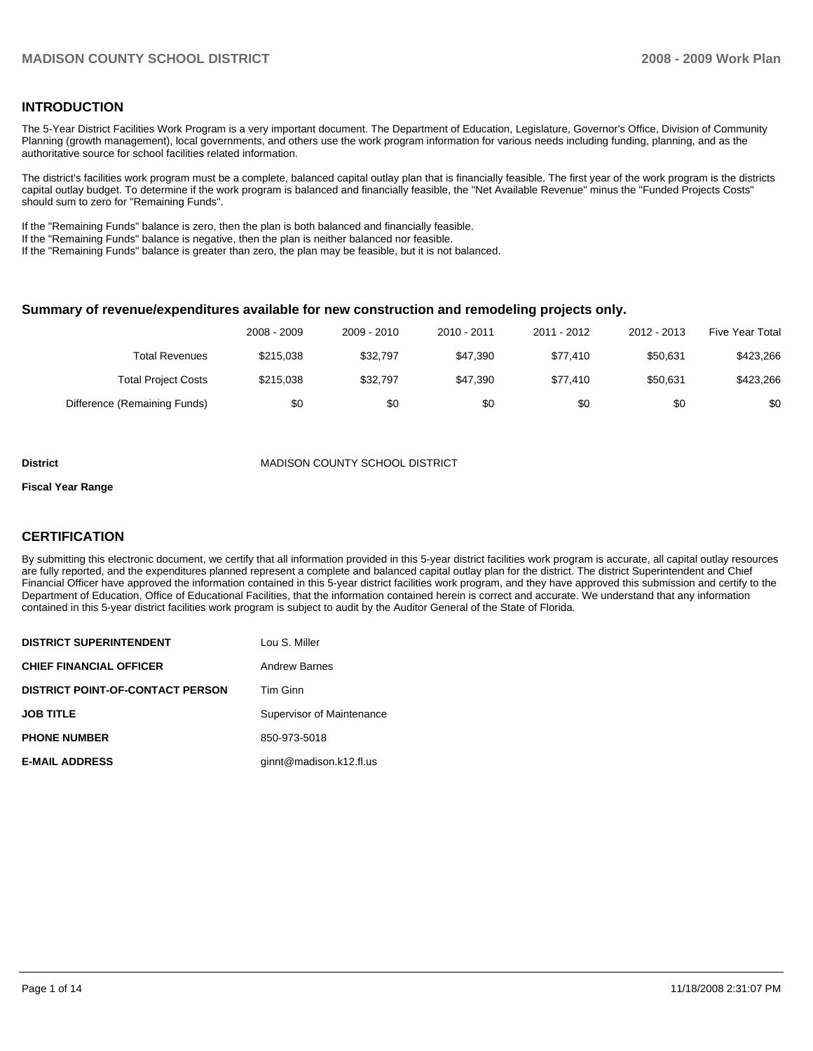## INTRODUCTION

The 5-Year District Facilities Work Program is a very important document. The Department of Education, Legislature, Governor's Office, Division of Community Planning (growth management), local governments, and others use the work program information for various needs including funding, planning, and as the authoritative source for school facilities related information.

The district's facilities work program must be a complete, balanced capital outlay plan that is financially feasible. The first year of the work program is the districts capital outlay budget. To determine if the work program is balanced and financially feasible, the "Net Available Revenue" minus the "Funded Projects Costs" should sum to zero for "Remaining Funds".

If the "Remaining Funds" balance is zero, then the plan is both balanced and financially feasible.
If the "Remaining Funds" balance is negative, then the plan is neither balanced nor feasible.
If the "Remaining Funds" balance is greater than zero, the plan may be feasible, but it is not balanced.

### Summary of revenue/expenditures available for new construction and remodeling projects only.

| | 2008 - 2009 | 2009 - 2010 | 2010 - 2011 | 2011 - 2012 | 2012 - 2013 | Five Year Total |
|---|---|---|---|---|---|---|
| Total Revenues | $215,038 | $32,797 | $47,390 | $77,410 | $50,631 | $423,266 |
| Total Project Costs | $215,038 | $32,797 | $47,390 | $77,410 | $50,631 | $423,266 |
| Difference (Remaining Funds) | $0 | $0 | $0 | $0 | $0 | $0 |

**District** MADISON COUNTY SCHOOL DISTRICT

**Fiscal Year Range**

## CERTIFICATION

By submitting this electronic document, we certify that all information provided in this 5-year district facilities work program is accurate, all capital outlay resources are fully reported, and the expenditures planned represent a complete and balanced capital outlay plan for the district. The district Superintendent and Chief Financial Officer have approved the information contained in this 5-year district facilities work program, and they have approved this submission and certify to the Department of Education, Office of Educational Facilities, that the information contained herein is correct and accurate. We understand that any information contained in this 5-year district facilities work program is subject to audit by the Auditor General of the State of Florida.

| | |
|---|---|
| **DISTRICT SUPERINTENDENT** | Lou S. Miller |
| **CHIEF FINANCIAL OFFICER** | Andrew Barnes |
| **DISTRICT POINT-OF-CONTACT PERSON** | Tim Ginn |
| **JOB TITLE** | Supervisor of Maintenance |
| **PHONE NUMBER** | 850-973-5018 |
| **E-MAIL ADDRESS** | ginnt@madison.k12.fl.us |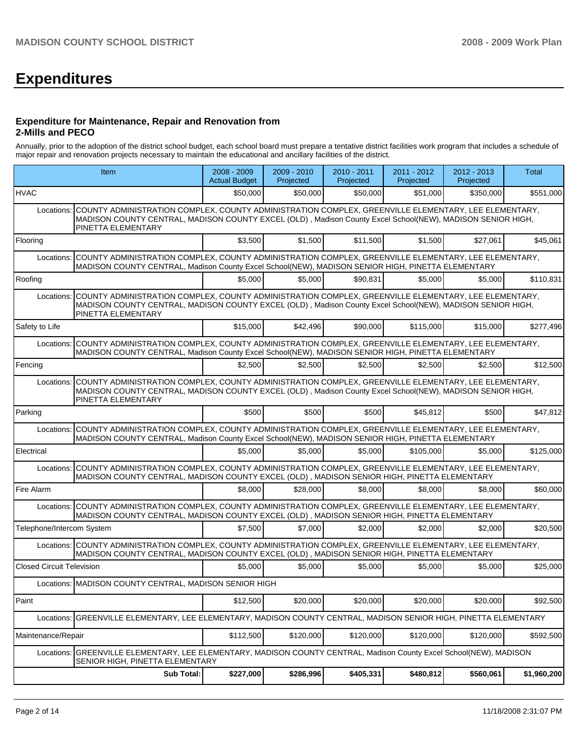# Expenditures

### Expenditure for Maintenance, Repair and Renovation from 2-Mills and PECO

Annually, prior to the adoption of the district school budget, each school board must prepare a tentative district facilities work program that includes a schedule of major repair and renovation projects necessary to maintain the educational and ancillary facilities of the district.

| Item | | 2008 - 2009 Actual Budget | 2009 - 2010 Projected | 2010 - 2011 Projected | 2011 - 2012 Projected | 2012 - 2013 Projected | Total |
|---|---|---|---|---|---|---|---|
| HVAC | | $50,000 | $50,000 | $50,000 | $51,000 | $350,000 | $551,000 |
| Locations: | COUNTY ADMINISTRATION COMPLEX, COUNTY ADMINISTRATION COMPLEX, GREENVILLE ELEMENTARY, LEE ELEMENTARY, MADISON COUNTY CENTRAL, MADISON COUNTY EXCEL (OLD) , Madison County Excel School(NEW), MADISON SENIOR HIGH, PINETTA ELEMENTARY | | | | | | |
| Flooring | | $3,500 | $1,500 | $11,500 | $1,500 | $27,061 | $45,061 |
| Locations: | COUNTY ADMINISTRATION COMPLEX, COUNTY ADMINISTRATION COMPLEX, GREENVILLE ELEMENTARY, LEE ELEMENTARY, MADISON COUNTY CENTRAL, Madison County Excel School(NEW), MADISON SENIOR HIGH, PINETTA ELEMENTARY | | | | | | |
| Roofing | | $5,000 | $5,000 | $90,831 | $5,000 | $5,000 | $110,831 |
| Locations: | COUNTY ADMINISTRATION COMPLEX, COUNTY ADMINISTRATION COMPLEX, GREENVILLE ELEMENTARY, LEE ELEMENTARY, MADISON COUNTY CENTRAL, MADISON COUNTY EXCEL (OLD) , Madison County Excel School(NEW), MADISON SENIOR HIGH, PINETTA ELEMENTARY | | | | | | |
| Safety to Life | | $15,000 | $42,496 | $90,000 | $115,000 | $15,000 | $277,496 |
| Locations: | COUNTY ADMINISTRATION COMPLEX, COUNTY ADMINISTRATION COMPLEX, GREENVILLE ELEMENTARY, LEE ELEMENTARY, MADISON COUNTY CENTRAL, Madison County Excel School(NEW), MADISON SENIOR HIGH, PINETTA ELEMENTARY | | | | | | |
| Fencing | | $2,500 | $2,500 | $2,500 | $2,500 | $2,500 | $12,500 |
| Locations: | COUNTY ADMINISTRATION COMPLEX, COUNTY ADMINISTRATION COMPLEX, GREENVILLE ELEMENTARY, LEE ELEMENTARY, MADISON COUNTY CENTRAL, MADISON COUNTY EXCEL (OLD) , Madison County Excel School(NEW), MADISON SENIOR HIGH, PINETTA ELEMENTARY | | | | | | |
| Parking | | $500 | $500 | $500 | $45,812 | $500 | $47,812 |
| Locations: | COUNTY ADMINISTRATION COMPLEX, COUNTY ADMINISTRATION COMPLEX, GREENVILLE ELEMENTARY, LEE ELEMENTARY, MADISON COUNTY CENTRAL, Madison County Excel School(NEW), MADISON SENIOR HIGH, PINETTA ELEMENTARY | | | | | | |
| Electrical | | $5,000 | $5,000 | $5,000 | $105,000 | $5,000 | $125,000 |
| Locations: | COUNTY ADMINISTRATION COMPLEX, COUNTY ADMINISTRATION COMPLEX, GREENVILLE ELEMENTARY, LEE ELEMENTARY, MADISON COUNTY CENTRAL, MADISON COUNTY EXCEL (OLD) , MADISON SENIOR HIGH, PINETTA ELEMENTARY | | | | | | |
| Fire Alarm | | $8,000 | $28,000 | $8,000 | $8,000 | $8,000 | $60,000 |
| Locations: | COUNTY ADMINISTRATION COMPLEX, COUNTY ADMINISTRATION COMPLEX, GREENVILLE ELEMENTARY, LEE ELEMENTARY, MADISON COUNTY CENTRAL, MADISON COUNTY EXCEL (OLD) , MADISON SENIOR HIGH, PINETTA ELEMENTARY | | | | | | |
| Telephone/Intercom System | | $7,500 | $7,000 | $2,000 | $2,000 | $2,000 | $20,500 |
| Locations: | COUNTY ADMINISTRATION COMPLEX, COUNTY ADMINISTRATION COMPLEX, GREENVILLE ELEMENTARY, LEE ELEMENTARY, MADISON COUNTY CENTRAL, MADISON COUNTY EXCEL (OLD) , MADISON SENIOR HIGH, PINETTA ELEMENTARY | | | | | | |
| Closed Circuit Television | | $5,000 | $5,000 | $5,000 | $5,000 | $5,000 | $25,000 |
| Locations: | MADISON COUNTY CENTRAL, MADISON SENIOR HIGH | | | | | | |
| Paint | | $12,500 | $20,000 | $20,000 | $20,000 | $20,000 | $92,500 |
| Locations: | GREENVILLE ELEMENTARY, LEE ELEMENTARY, MADISON COUNTY CENTRAL, MADISON SENIOR HIGH, PINETTA ELEMENTARY | | | | | | |
| Maintenance/Repair | | $112,500 | $120,000 | $120,000 | $120,000 | $120,000 | $592,500 |
| Locations: | GREENVILLE ELEMENTARY, LEE ELEMENTARY, MADISON COUNTY CENTRAL, Madison County Excel School(NEW), MADISON SENIOR HIGH, PINETTA ELEMENTARY | | | | | | |
| | **Sub Total:** | **$227,000** | **$286,996** | **$405,331** | **$480,812** | **$560,061** | **$1,960,200** |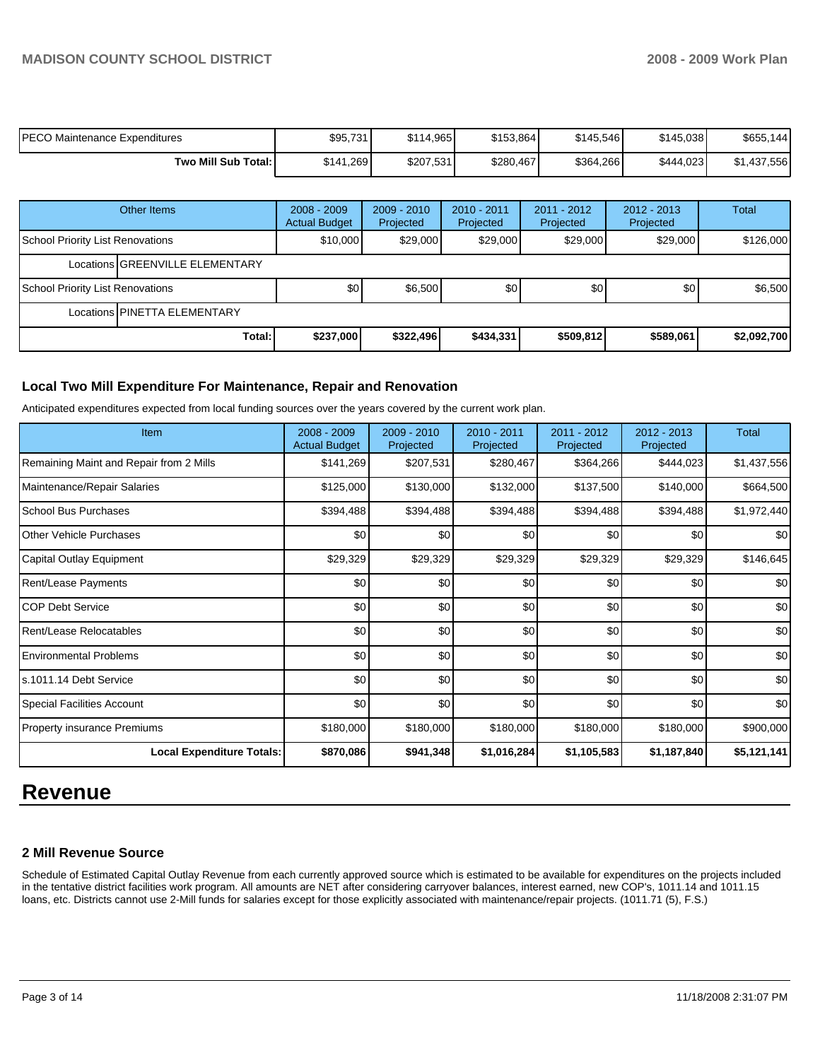| PECO Maintenance Expenditures | $95,731 | $114,965 | $153,864 | $145,546 | $145,038 | $655,144 |
|---|---|---|---|---|---|---|
| **Two Mill Sub Total:** | $141,269 | $207,531 | $280,467 | $364,266 | $444,023 | $1,437,556 |

| Other Items | 2008 - 2009 Actual Budget | 2009 - 2010 Projected | 2010 - 2011 Projected | 2011 - 2012 Projected | 2012 - 2013 Projected | Total |
|---|---|---|---|---|---|---|
| School Priority List Renovations | $10,000 | $29,000 | $29,000 | $29,000 | $29,000 | $126,000 |
| Locations GREENVILLE ELEMENTARY | | | | | | |
| School Priority List Renovations | $0 | $6,500 | $0 | $0 | $0 | $6,500 |
| Locations PINETTA ELEMENTARY | | | | | | |
| **Total:** | **$237,000** | **$322,496** | **$434,331** | **$509,812** | **$589,061** | **$2,092,700** |

### Local Two Mill Expenditure For Maintenance, Repair and Renovation

Anticipated expenditures expected from local funding sources over the years covered by the current work plan.

| Item | 2008 - 2009 Actual Budget | 2009 - 2010 Projected | 2010 - 2011 Projected | 2011 - 2012 Projected | 2012 - 2013 Projected | Total |
|---|---|---|---|---|---|---|
| Remaining Maint and Repair from 2 Mills | $141,269 | $207,531 | $280,467 | $364,266 | $444,023 | $1,437,556 |
| Maintenance/Repair Salaries | $125,000 | $130,000 | $132,000 | $137,500 | $140,000 | $664,500 |
| School Bus Purchases | $394,488 | $394,488 | $394,488 | $394,488 | $394,488 | $1,972,440 |
| Other Vehicle Purchases | $0 | $0 | $0 | $0 | $0 | $0 |
| Capital Outlay Equipment | $29,329 | $29,329 | $29,329 | $29,329 | $29,329 | $146,645 |
| Rent/Lease Payments | $0 | $0 | $0 | $0 | $0 | $0 |
| COP Debt Service | $0 | $0 | $0 | $0 | $0 | $0 |
| Rent/Lease Relocatables | $0 | $0 | $0 | $0 | $0 | $0 |
| Environmental Problems | $0 | $0 | $0 | $0 | $0 | $0 |
| s.1011.14 Debt Service | $0 | $0 | $0 | $0 | $0 | $0 |
| Special Facilities Account | $0 | $0 | $0 | $0 | $0 | $0 |
| Property insurance Premiums | $180,000 | $180,000 | $180,000 | $180,000 | $180,000 | $900,000 |
| **Local Expenditure Totals:** | **$870,086** | **$941,348** | **$1,016,284** | **$1,105,583** | **$1,187,840** | **$5,121,141** |

# Revenue

### 2 Mill Revenue Source

Schedule of Estimated Capital Outlay Revenue from each currently approved source which is estimated to be available for expenditures on the projects included in the tentative district facilities work program. All amounts are NET after considering carryover balances, interest earned, new COP's, 1011.14 and 1011.15 loans, etc. Districts cannot use 2-Mill funds for salaries except for those explicitly associated with maintenance/repair projects. (1011.71 (5), F.S.)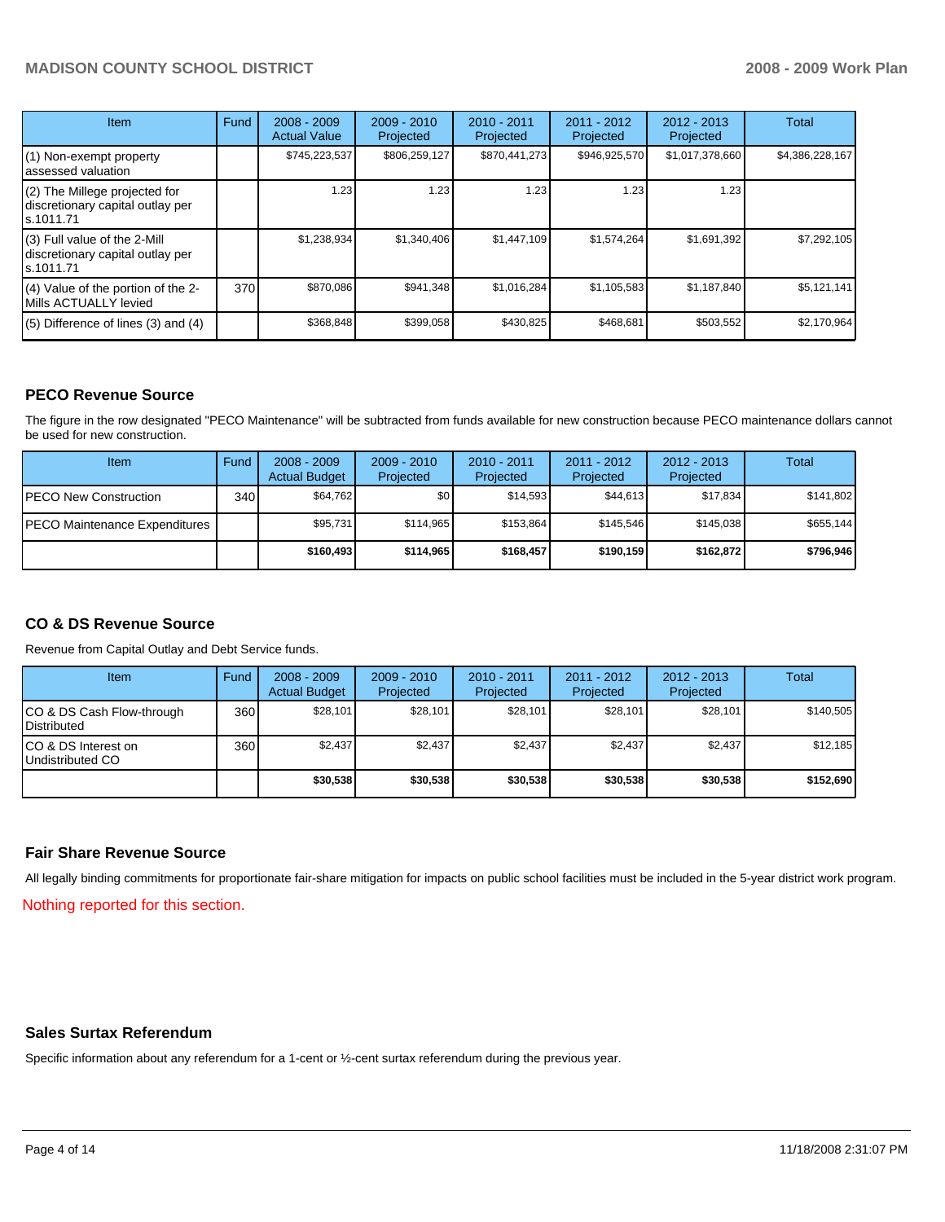| Item | Fund | 2008 - 2009 Actual Value | 2009 - 2010 Projected | 2010 - 2011 Projected | 2011 - 2012 Projected | 2012 - 2013 Projected | Total |
|---|---|---|---|---|---|---|---|
| (1) Non-exempt property assessed valuation | | $745,223,537 | $806,259,127 | $870,441,273 | $946,925,570 | $1,017,378,660 | $4,386,228,167 |
| (2) The Millege projected for discretionary capital outlay per s.1011.71 | | 1.23 | 1.23 | 1.23 | 1.23 | 1.23 | |
| (3) Full value of the 2-Mill discretionary capital outlay per s.1011.71 | | $1,238,934 | $1,340,406 | $1,447,109 | $1,574,264 | $1,691,392 | $7,292,105 |
| (4) Value of the portion of the 2-Mills ACTUALLY levied | 370 | $870,086 | $941,348 | $1,016,284 | $1,105,583 | $1,187,840 | $5,121,141 |
| (5) Difference of lines (3) and (4) | | $368,848 | $399,058 | $430,825 | $468,681 | $503,552 | $2,170,964 |

## PECO Revenue Source

The figure in the row designated "PECO Maintenance" will be subtracted from funds available for new construction because PECO maintenance dollars cannot be used for new construction.

| Item | Fund | 2008 - 2009 Actual Budget | 2009 - 2010 Projected | 2010 - 2011 Projected | 2011 - 2012 Projected | 2012 - 2013 Projected | Total |
|---|---|---|---|---|---|---|---|
| PECO New Construction | 340 | $64,762 | $0 | $14,593 | $44,613 | $17,834 | $141,802 |
| PECO Maintenance Expenditures | | $95,731 | $114,965 | $153,864 | $145,546 | $145,038 | $655,144 |
| | | **$160,493** | **$114,965** | **$168,457** | **$190,159** | **$162,872** | **$796,946** |

## CO & DS Revenue Source

Revenue from Capital Outlay and Debt Service funds.

| Item | Fund | 2008 - 2009 Actual Budget | 2009 - 2010 Projected | 2010 - 2011 Projected | 2011 - 2012 Projected | 2012 - 2013 Projected | Total |
|---|---|---|---|---|---|---|---|
| CO & DS Cash Flow-through Distributed | 360 | $28,101 | $28,101 | $28,101 | $28,101 | $28,101 | $140,505 |
| CO & DS Interest on Undistributed CO | 360 | $2,437 | $2,437 | $2,437 | $2,437 | $2,437 | $12,185 |
| | | **$30,538** | **$30,538** | **$30,538** | **$30,538** | **$30,538** | **$152,690** |

## Fair Share Revenue Source

All legally binding commitments for proportionate fair-share mitigation for impacts on public school facilities must be included in the 5-year district work program.

Nothing reported for this section.

## Sales Surtax Referendum

Specific information about any referendum for a 1-cent or ½-cent surtax referendum during the previous year.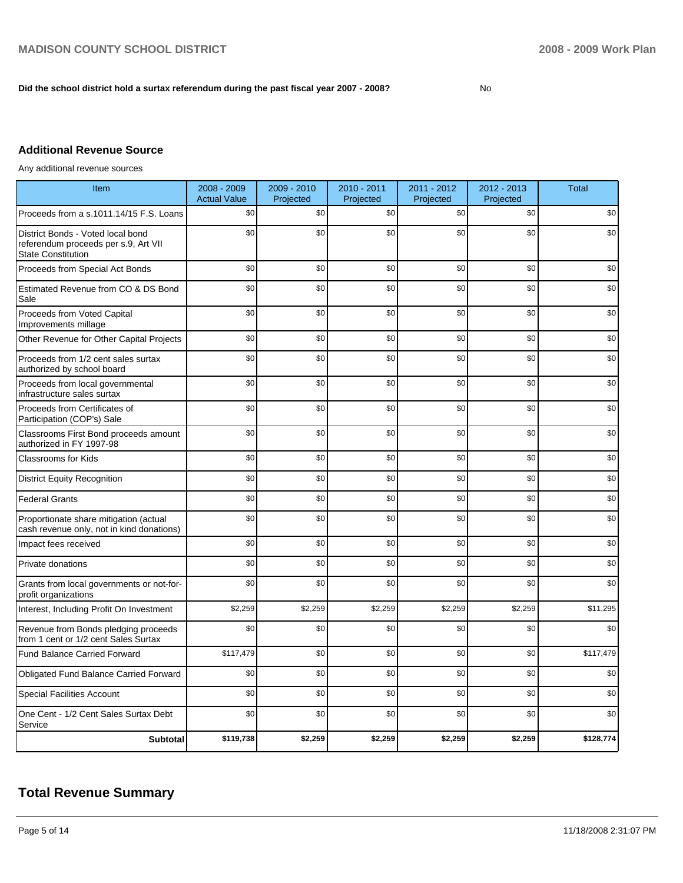**Did the school district hold a surtax referendum during the past fiscal year 2007 - 2008?** No

### Additional Revenue Source

Any additional revenue sources

| Item | 2008 - 2009 Actual Value | 2009 - 2010 Projected | 2010 - 2011 Projected | 2011 - 2012 Projected | 2012 - 2013 Projected | Total |
|---|---|---|---|---|---|---|
| Proceeds from a s.1011.14/15 F.S. Loans | $0 | $0 | $0 | $0 | $0 | $0 |
| District Bonds - Voted local bond referendum proceeds per s.9, Art VII State Constitution | $0 | $0 | $0 | $0 | $0 | $0 |
| Proceeds from Special Act Bonds | $0 | $0 | $0 | $0 | $0 | $0 |
| Estimated Revenue from CO & DS Bond Sale | $0 | $0 | $0 | $0 | $0 | $0 |
| Proceeds from Voted Capital Improvements millage | $0 | $0 | $0 | $0 | $0 | $0 |
| Other Revenue for Other Capital Projects | $0 | $0 | $0 | $0 | $0 | $0 |
| Proceeds from 1/2 cent sales surtax authorized by school board | $0 | $0 | $0 | $0 | $0 | $0 |
| Proceeds from local governmental infrastructure sales surtax | $0 | $0 | $0 | $0 | $0 | $0 |
| Proceeds from Certificates of Participation (COP's) Sale | $0 | $0 | $0 | $0 | $0 | $0 |
| Classrooms First Bond proceeds amount authorized in FY 1997-98 | $0 | $0 | $0 | $0 | $0 | $0 |
| Classrooms for Kids | $0 | $0 | $0 | $0 | $0 | $0 |
| District Equity Recognition | $0 | $0 | $0 | $0 | $0 | $0 |
| Federal Grants | $0 | $0 | $0 | $0 | $0 | $0 |
| Proportionate share mitigation (actual cash revenue only, not in kind donations) | $0 | $0 | $0 | $0 | $0 | $0 |
| Impact fees received | $0 | $0 | $0 | $0 | $0 | $0 |
| Private donations | $0 | $0 | $0 | $0 | $0 | $0 |
| Grants from local governments or not-for-profit organizations | $0 | $0 | $0 | $0 | $0 | $0 |
| Interest, Including Profit On Investment | $2,259 | $2,259 | $2,259 | $2,259 | $2,259 | $11,295 |
| Revenue from Bonds pledging proceeds from 1 cent or 1/2 cent Sales Surtax | $0 | $0 | $0 | $0 | $0 | $0 |
| Fund Balance Carried Forward | $117,479 | $0 | $0 | $0 | $0 | $117,479 |
| Obligated Fund Balance Carried Forward | $0 | $0 | $0 | $0 | $0 | $0 |
| Special Facilities Account | $0 | $0 | $0 | $0 | $0 | $0 |
| One Cent - 1/2 Cent Sales Surtax Debt Service | $0 | $0 | $0 | $0 | $0 | $0 |
| **Subtotal** | **$119,738** | **$2,259** | **$2,259** | **$2,259** | **$2,259** | **$128,774** |

## Total Revenue Summary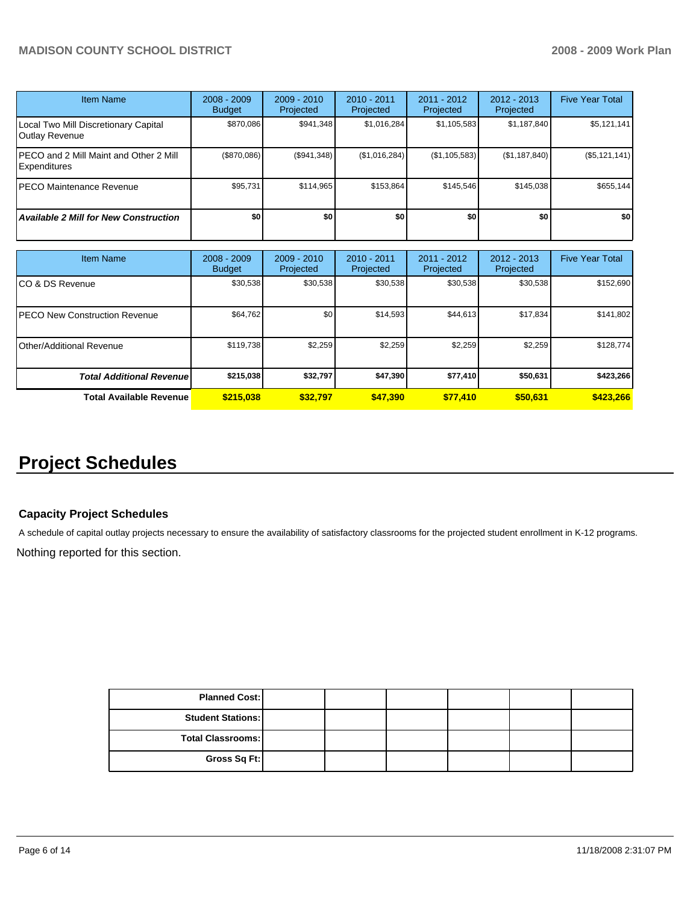| Item Name | 2008 - 2009 Budget | 2009 - 2010 Projected | 2010 - 2011 Projected | 2011 - 2012 Projected | 2012 - 2013 Projected | Five Year Total |
|---|---|---|---|---|---|---|
| Local Two Mill Discretionary Capital Outlay Revenue | $870,086 | $941,348 | $1,016,284 | $1,105,583 | $1,187,840 | $5,121,141 |
| PECO and 2 Mill Maint and Other 2 Mill Expenditures | ($870,086) | ($941,348) | ($1,016,284) | ($1,105,583) | ($1,187,840) | ($5,121,141) |
| PECO Maintenance Revenue | $95,731 | $114,965 | $153,864 | $145,546 | $145,038 | $655,144 |
| ***Available 2 Mill for New Construction*** | **$0** | **$0** | **$0** | **$0** | **$0** | **$0** |

| Item Name | 2008 - 2009 Budget | 2009 - 2010 Projected | 2010 - 2011 Projected | 2011 - 2012 Projected | 2012 - 2013 Projected | Five Year Total |
|---|---|---|---|---|---|---|
| CO & DS Revenue | $30,538 | $30,538 | $30,538 | $30,538 | $30,538 | $152,690 |
| PECO New Construction Revenue | $64,762 | $0 | $14,593 | $44,613 | $17,834 | $141,802 |
| Other/Additional Revenue | $119,738 | $2,259 | $2,259 | $2,259 | $2,259 | $128,774 |
| ***Total Additional Revenue*** | **$215,038** | **$32,797** | **$47,390** | **$77,410** | **$50,631** | **$423,266** |
| **Total Available Revenue** | **$215,038** | **$32,797** | **$47,390** | **$77,410** | **$50,631** | **$423,266** |

# Project Schedules

### Capacity Project Schedules

A schedule of capital outlay projects necessary to ensure the availability of satisfactory classrooms for the projected student enrollment in K-12 programs.

Nothing reported for this section.

| | | | | | | |
|---|---|---|---|---|---|---|
| **Planned Cost:** | | | | | | |
| **Student Stations:** | | | | | | |
| **Total Classrooms:** | | | | | | |
| **Gross Sq Ft:** | | | | | | |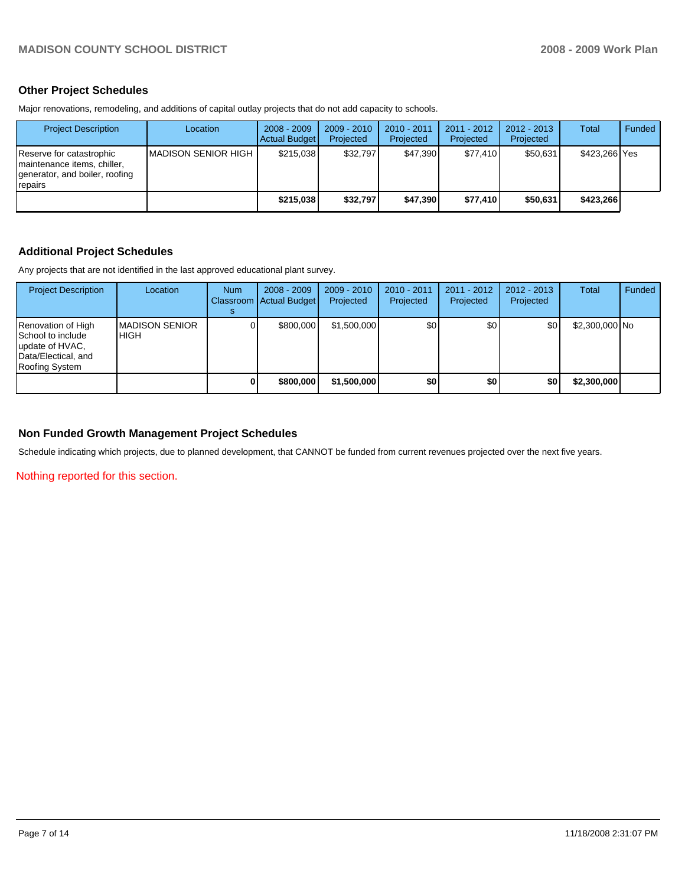## Other Project Schedules

Major renovations, remodeling, and additions of capital outlay projects that do not add capacity to schools.

| Project Description | Location | 2008 - 2009 Actual Budget | 2009 - 2010 Projected | 2010 - 2011 Projected | 2011 - 2012 Projected | 2012 - 2013 Projected | Total | Funded |
|---|---|---|---|---|---|---|---|---|
| Reserve for catastrophic maintenance items, chiller, generator, and boiler, roofing repairs | MADISON SENIOR HIGH | $215,038 | $32,797 | $47,390 | $77,410 | $50,631 | $423,266 | Yes |
| | | **$215,038** | **$32,797** | **$47,390** | **$77,410** | **$50,631** | **$423,266** | |

## Additional Project Schedules

Any projects that are not identified in the last approved educational plant survey.

| Project Description | Location | Num Classrooms | 2008 - 2009 Actual Budget | 2009 - 2010 Projected | 2010 - 2011 Projected | 2011 - 2012 Projected | 2012 - 2013 Projected | Total | Funded |
|---|---|---|---|---|---|---|---|---|---|
| Renovation of High School to include update of HVAC, Data/Electical, and Roofing System | MADISON SENIOR HIGH | 0 | $800,000 | $1,500,000 | $0 | $0 | $0 | $2,300,000 | No |
| | | **0** | **$800,000** | **$1,500,000** | **$0** | **$0** | **$0** | **$2,300,000** | |

## Non Funded Growth Management Project Schedules

Schedule indicating which projects, due to planned development, that CANNOT be funded from current revenues projected over the next five years.

Nothing reported for this section.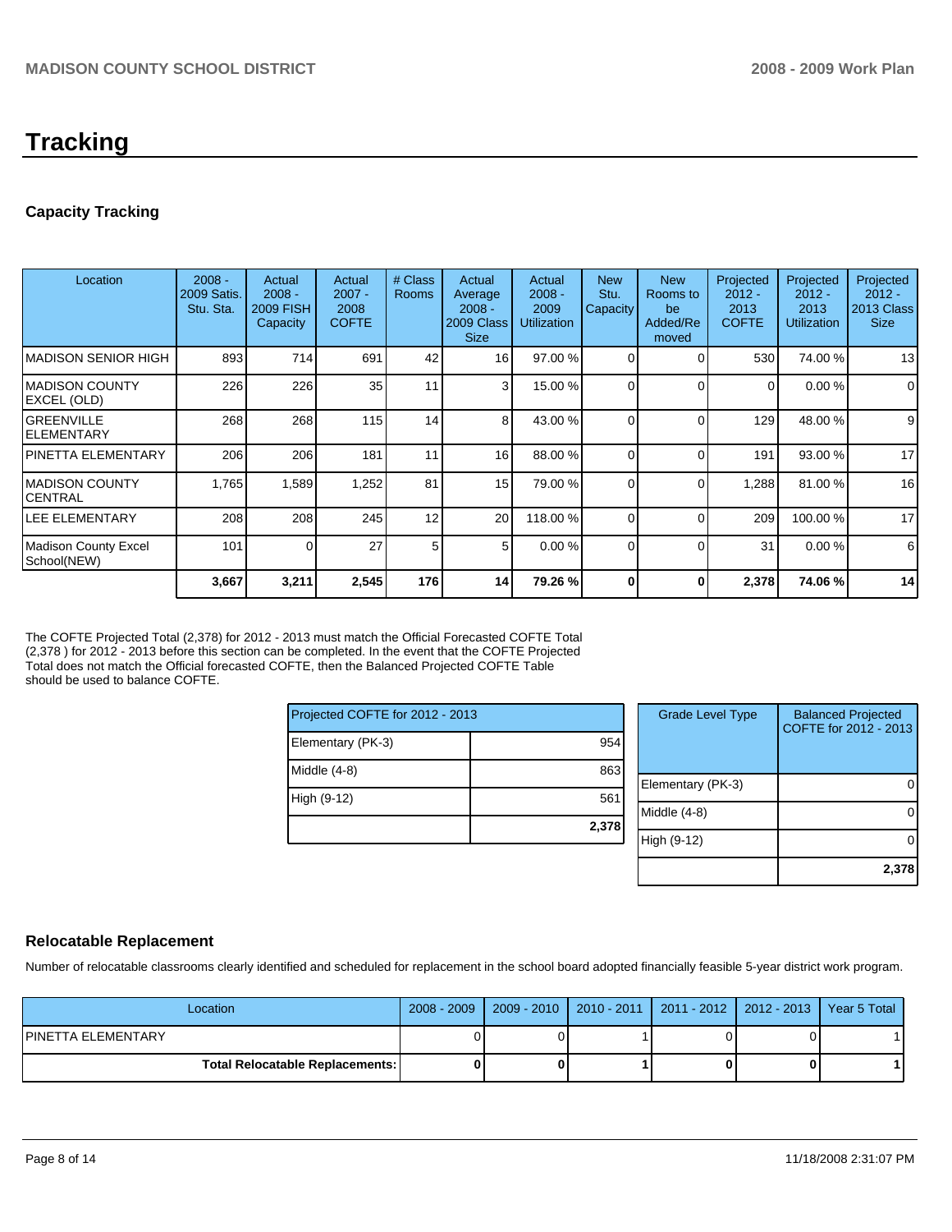# Tracking

## Capacity Tracking

| Location | 2008 - 2009 Satis. Stu. Sta. | Actual 2008 - 2009 FISH Capacity | Actual 2007 - 2008 COFTE | # Class Rooms | Actual Average 2008 - 2009 Class Size | Actual 2008 - 2009 Utilization | New Stu. Capacity | New Rooms to be Added/Removed | Projected 2012 - 2013 COFTE | Projected 2012 - 2013 Utilization | Projected 2012 - 2013 Class Size |
|---|---|---|---|---|---|---|---|---|---|---|---|
| MADISON SENIOR HIGH | 893 | 714 | 691 | 42 | 16 | 97.00 % | 0 | 0 | 530 | 74.00 % | 13 |
| MADISON COUNTY EXCEL (OLD) | 226 | 226 | 35 | 11 | 3 | 15.00 % | 0 | 0 | 0 | 0.00 % | 0 |
| GREENVILLE ELEMENTARY | 268 | 268 | 115 | 14 | 8 | 43.00 % | 0 | 0 | 129 | 48.00 % | 9 |
| PINETTA ELEMENTARY | 206 | 206 | 181 | 11 | 16 | 88.00 % | 0 | 0 | 191 | 93.00 % | 17 |
| MADISON COUNTY CENTRAL | 1,765 | 1,589 | 1,252 | 81 | 15 | 79.00 % | 0 | 0 | 1,288 | 81.00 % | 16 |
| LEE ELEMENTARY | 208 | 208 | 245 | 12 | 20 | 118.00 % | 0 | 0 | 209 | 100.00 % | 17 |
| Madison County Excel School(NEW) | 101 | 0 | 27 | 5 | 5 | 0.00 % | 0 | 0 | 31 | 0.00 % | 6 |
| | **3,667** | **3,211** | **2,545** | **176** | **14** | **79.26 %** | **0** | **0** | **2,378** | **74.06 %** | **14** |

The COFTE Projected Total (2,378) for 2012 - 2013 must match the Official Forecasted COFTE Total (2,378 ) for 2012 - 2013 before this section can be completed. In the event that the COFTE Projected Total does not match the Official forecasted COFTE, then the Balanced Projected COFTE Table should be used to balance COFTE.

| Projected COFTE for 2012 - 2013 | |
|---|---|
| Elementary (PK-3) | 954 |
| Middle (4-8) | 863 |
| High (9-12) | 561 |
| | **2,378** |

| Grade Level Type | Balanced Projected COFTE for 2012 - 2013 |
|---|---|
| Elementary (PK-3) | 0 |
| Middle (4-8) | 0 |
| High (9-12) | 0 |
| | **2,378** |

## Relocatable Replacement

Number of relocatable classrooms clearly identified and scheduled for replacement in the school board adopted financially feasible 5-year district work program.

| Location | 2008 - 2009 | 2009 - 2010 | 2010 - 2011 | 2011 - 2012 | 2012 - 2013 | Year 5 Total |
|---|---|---|---|---|---|---|
| PINETTA ELEMENTARY | 0 | 0 | 1 | 0 | 0 | 1 |
| **Total Relocatable Replacements:** | **0** | **0** | **1** | **0** | **0** | **1** |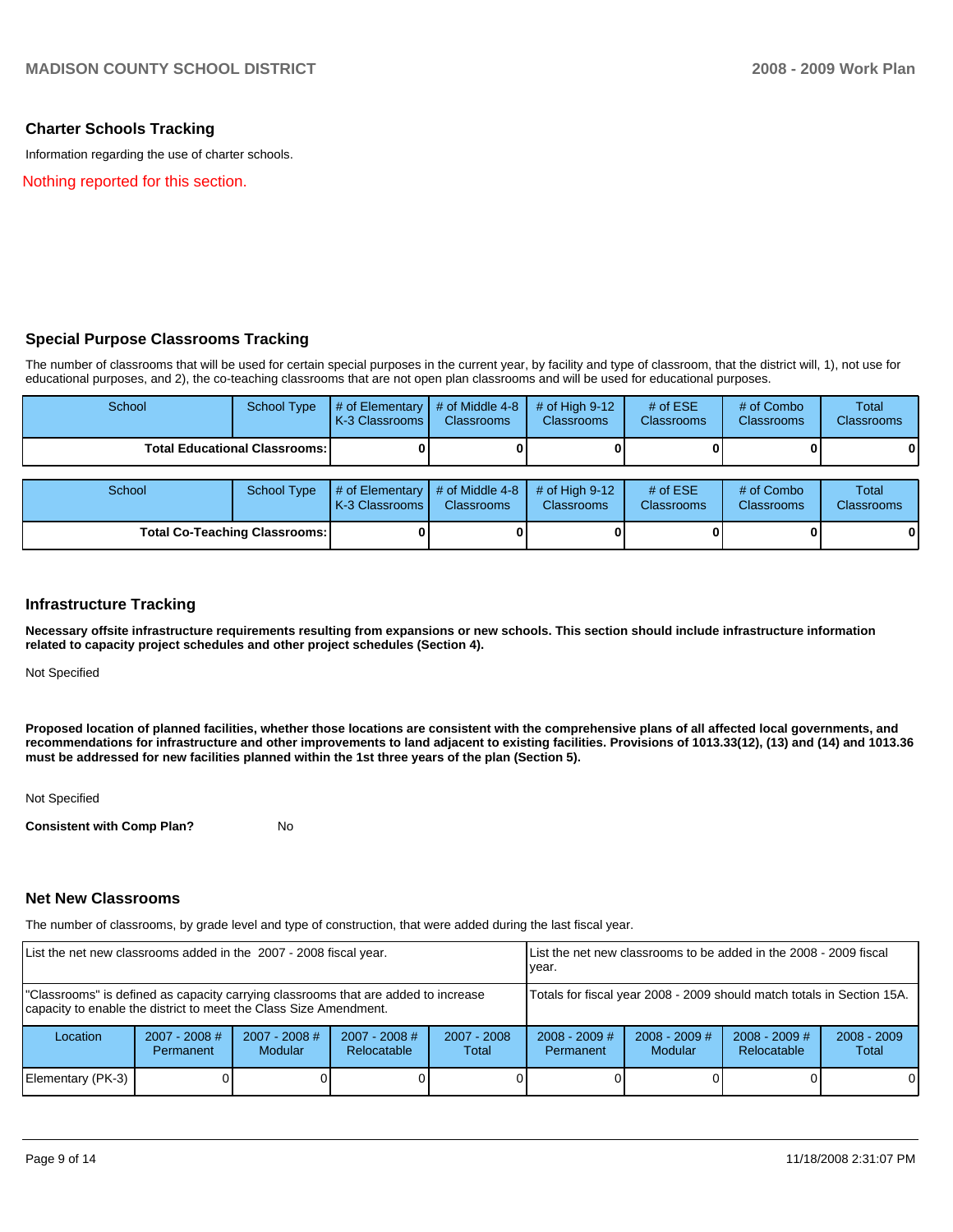## Charter Schools Tracking

Information regarding the use of charter schools.

Nothing reported for this section.

## Special Purpose Classrooms Tracking

The number of classrooms that will be used for certain special purposes in the current year, by facility and type of classroom, that the district will, 1), not use for educational purposes, and 2), the co-teaching classrooms that are not open plan classrooms and will be used for educational purposes.

| School | School Type | # of Elementary K-3 Classrooms | # of Middle 4-8 Classrooms | # of High 9-12 Classrooms | # of ESE Classrooms | # of Combo Classrooms | Total Classrooms |
|---|---|---|---|---|---|---|---|
| **Total Educational Classrooms:** | | **0** | **0** | **0** | **0** | **0** | **0** |

| School | School Type | # of Elementary K-3 Classrooms | # of Middle 4-8 Classrooms | # of High 9-12 Classrooms | # of ESE Classrooms | # of Combo Classrooms | Total Classrooms |
|---|---|---|---|---|---|---|---|
| **Total Co-Teaching Classrooms:** | | **0** | **0** | **0** | **0** | **0** | **0** |

## Infrastructure Tracking

**Necessary offsite infrastructure requirements resulting from expansions or new schools. This section should include infrastructure information related to capacity project schedules and other project schedules (Section 4).**

Not Specified

**Proposed location of planned facilities, whether those locations are consistent with the comprehensive plans of all affected local governments, and recommendations for infrastructure and other improvements to land adjacent to existing facilities. Provisions of 1013.33(12), (13) and (14) and 1013.36 must be addressed for new facilities planned within the 1st three years of the plan (Section 5).**

Not Specified

**Consistent with Comp Plan?** No

## Net New Classrooms

The number of classrooms, by grade level and type of construction, that were added during the last fiscal year.

| List the net new classrooms added in the 2007 - 2008 fiscal year. | | | | | List the net new classrooms to be added in the 2008 - 2009 fiscal year. | | | |
|---|---|---|---|---|---|---|---|---|
| "Classrooms" is defined as capacity carrying classrooms that are added to increase capacity to enable the district to meet the Class Size Amendment. | | | | | Totals for fiscal year 2008 - 2009 should match totals in Section 15A. | | | |
| Location | 2007 - 2008 # Permanent | 2007 - 2008 # Modular | 2007 - 2008 # Relocatable | 2007 - 2008 Total | 2008 - 2009 # Permanent | 2008 - 2009 # Modular | 2008 - 2009 # Relocatable | 2008 - 2009 Total |
| Elementary (PK-3) | 0 | 0 | 0 | 0 | 0 | 0 | 0 | 0 |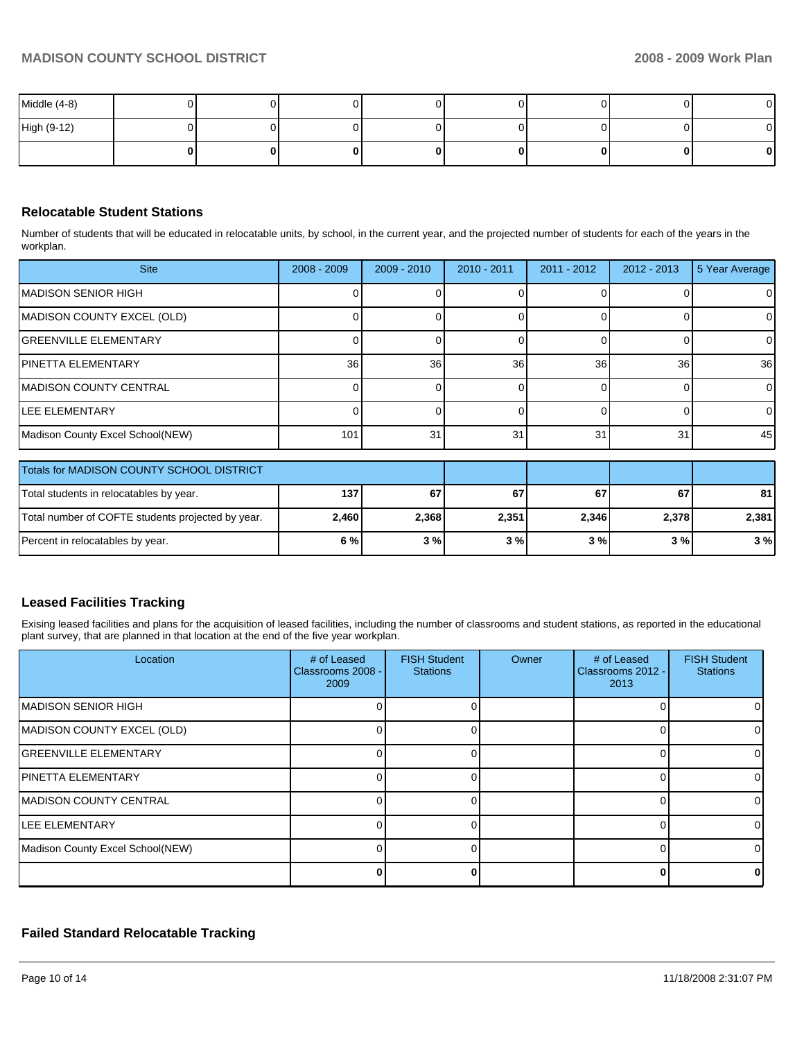| | | | | | | | | |
|---|---|---|---|---|---|---|---|---|
| Middle (4-8) | 0 | 0 | 0 | 0 | 0 | 0 | 0 | 0 |
| High (9-12) | 0 | 0 | 0 | 0 | 0 | 0 | 0 | 0 |
| | **0** | **0** | **0** | **0** | **0** | **0** | **0** | **0** |

## Relocatable Student Stations

Number of students that will be educated in relocatable units, by school, in the current year, and the projected number of students for each of the years in the workplan.

| Site | 2008 - 2009 | 2009 - 2010 | 2010 - 2011 | 2011 - 2012 | 2012 - 2013 | 5 Year Average |
|---|---|---|---|---|---|---|
| MADISON SENIOR HIGH | 0 | 0 | 0 | 0 | 0 | 0 |
| MADISON COUNTY EXCEL (OLD) | 0 | 0 | 0 | 0 | 0 | 0 |
| GREENVILLE ELEMENTARY | 0 | 0 | 0 | 0 | 0 | 0 |
| PINETTA ELEMENTARY | 36 | 36 | 36 | 36 | 36 | 36 |
| MADISON COUNTY CENTRAL | 0 | 0 | 0 | 0 | 0 | 0 |
| LEE ELEMENTARY | 0 | 0 | 0 | 0 | 0 | 0 |
| Madison County Excel School(NEW) | 101 | 31 | 31 | 31 | 31 | 45 |

| Totals for MADISON COUNTY SCHOOL DISTRICT | | | | | | |
|---|---|---|---|---|---|---|
| Total students in relocatables by year. | **137** | **67** | **67** | **67** | **67** | **81** |
| Total number of COFTE students projected by year. | **2,460** | **2,368** | **2,351** | **2,346** | **2,378** | **2,381** |
| Percent in relocatables by year. | **6 %** | **3 %** | **3 %** | **3 %** | **3 %** | **3 %** |

## Leased Facilities Tracking

Exising leased facilities and plans for the acquisition of leased facilities, including the number of classrooms and student stations, as reported in the educational plant survey, that are planned in that location at the end of the five year workplan.

| Location | # of Leased Classrooms 2008 - 2009 | FISH Student Stations | Owner | # of Leased Classrooms 2012 - 2013 | FISH Student Stations |
|---|---|---|---|---|---|
| MADISON SENIOR HIGH | 0 | 0 | | 0 | 0 |
| MADISON COUNTY EXCEL (OLD) | 0 | 0 | | 0 | 0 |
| GREENVILLE ELEMENTARY | 0 | 0 | | 0 | 0 |
| PINETTA ELEMENTARY | 0 | 0 | | 0 | 0 |
| MADISON COUNTY CENTRAL | 0 | 0 | | 0 | 0 |
| LEE ELEMENTARY | 0 | 0 | | 0 | 0 |
| Madison County Excel School(NEW) | 0 | 0 | | 0 | 0 |
| | **0** | **0** | | **0** | **0** |

## Failed Standard Relocatable Tracking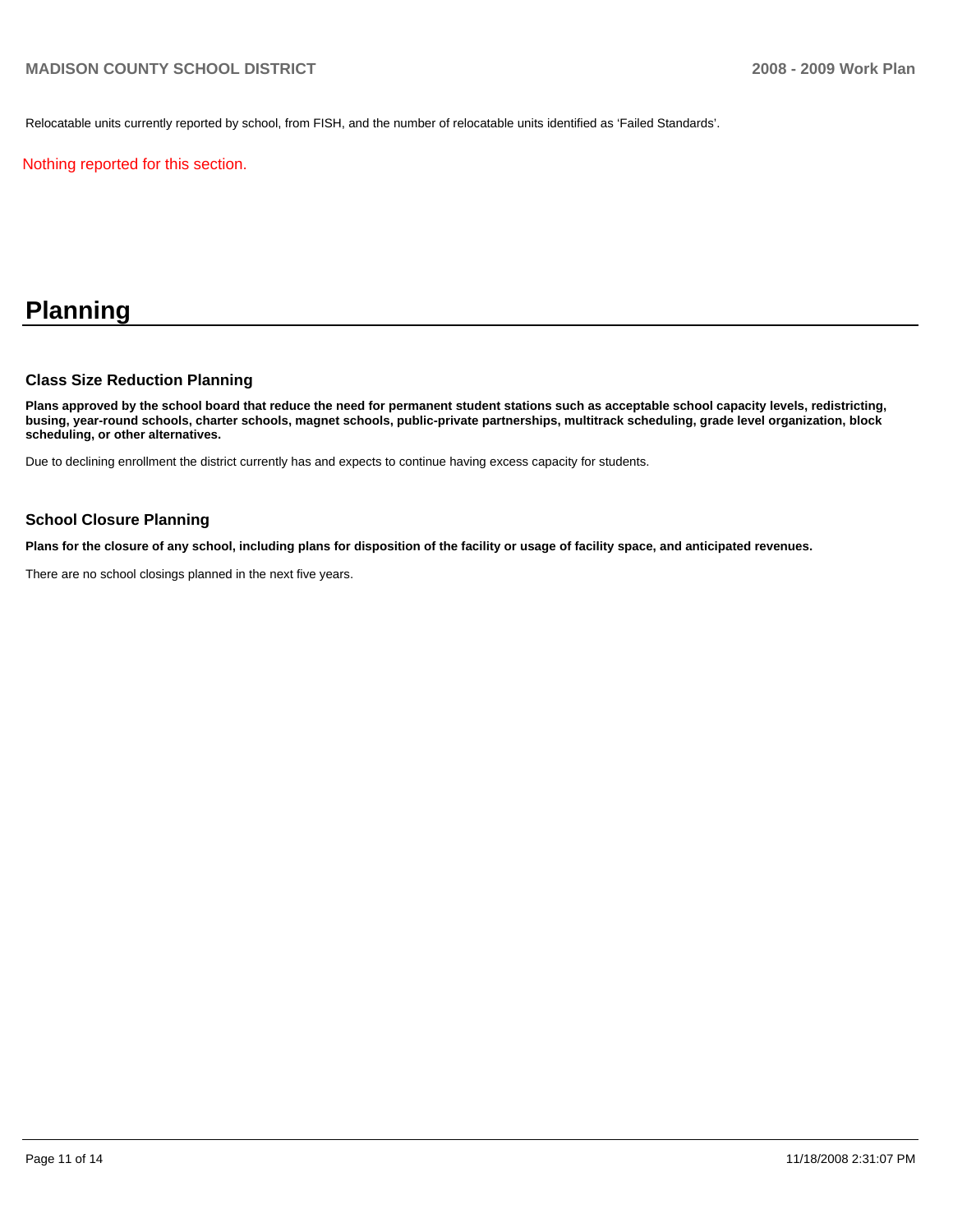Relocatable units currently reported by school, from FISH, and the number of relocatable units identified as 'Failed Standards'.

Nothing reported for this section.

# Planning

### Class Size Reduction Planning

**Plans approved by the school board that reduce the need for permanent student stations such as acceptable school capacity levels, redistricting, busing, year-round schools, charter schools, magnet schools, public-private partnerships, multitrack scheduling, grade level organization, block scheduling, or other alternatives.**

Due to declining enrollment the district currently has and expects to continue having excess capacity for students.

### School Closure Planning

**Plans for the closure of any school, including plans for disposition of the facility or usage of facility space, and anticipated revenues.**

There are no school closings planned in the next five years.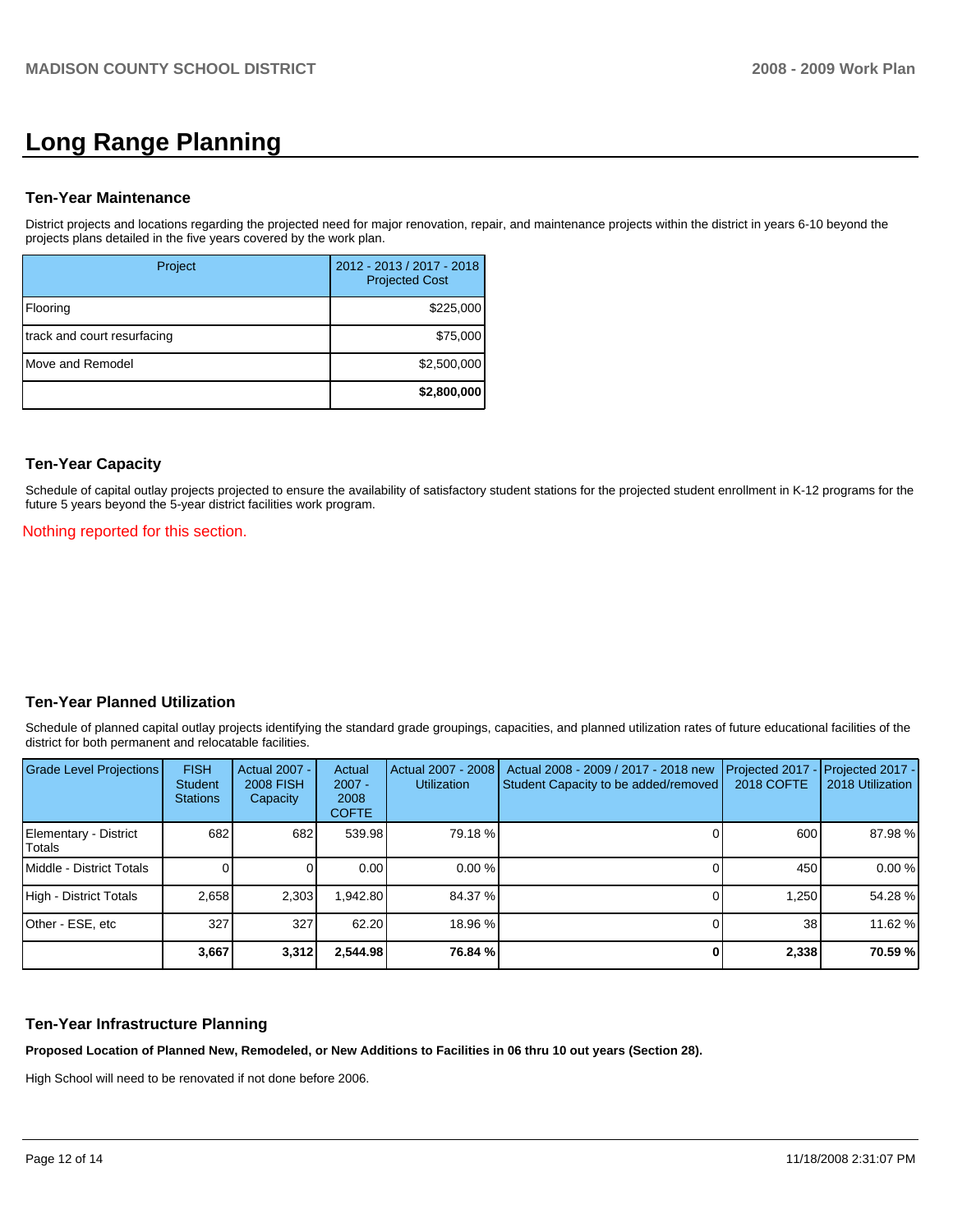# Long Range Planning

## Ten-Year Maintenance

District projects and locations regarding the projected need for major renovation, repair, and maintenance projects within the district in years 6-10 beyond the projects plans detailed in the five years covered by the work plan.

| Project | 2012 - 2013 / 2017 - 2018 Projected Cost |
|---|---|
| Flooring | $225,000 |
| track and court resurfacing | $75,000 |
| Move and Remodel | $2,500,000 |
| | **$2,800,000** |

## Ten-Year Capacity

Schedule of capital outlay projects projected to ensure the availability of satisfactory student stations for the projected student enrollment in K-12 programs for the future 5 years beyond the 5-year district facilities work program.

Nothing reported for this section.

## Ten-Year Planned Utilization

Schedule of planned capital outlay projects identifying the standard grade groupings, capacities, and planned utilization rates of future educational facilities of the district for both permanent and relocatable facilities.

| Grade Level Projections | FISH Student Stations | Actual 2007 - 2008 FISH Capacity | Actual 2007 - 2008 COFTE | Actual 2007 - 2008 Utilization | Actual 2008 - 2009 / 2017 - 2018 new Student Capacity to be added/removed | Projected 2017 - 2018 COFTE | Projected 2017 - 2018 Utilization |
|---|---|---|---|---|---|---|---|
| Elementary - District Totals | 682 | 682 | 539.98 | 79.18 % | 0 | 600 | 87.98 % |
| Middle - District Totals | 0 | 0 | 0.00 | 0.00 % | 0 | 450 | 0.00 % |
| High - District Totals | 2,658 | 2,303 | 1,942.80 | 84.37 % | 0 | 1,250 | 54.28 % |
| Other - ESE, etc | 327 | 327 | 62.20 | 18.96 % | 0 | 38 | 11.62 % |
| | **3,667** | **3,312** | **2,544.98** | **76.84 %** | **0** | **2,338** | **70.59 %** |

## Ten-Year Infrastructure Planning

**Proposed Location of Planned New, Remodeled, or New Additions to Facilities in 06 thru 10 out years (Section 28).**

High School will need to be renovated if not done before 2006.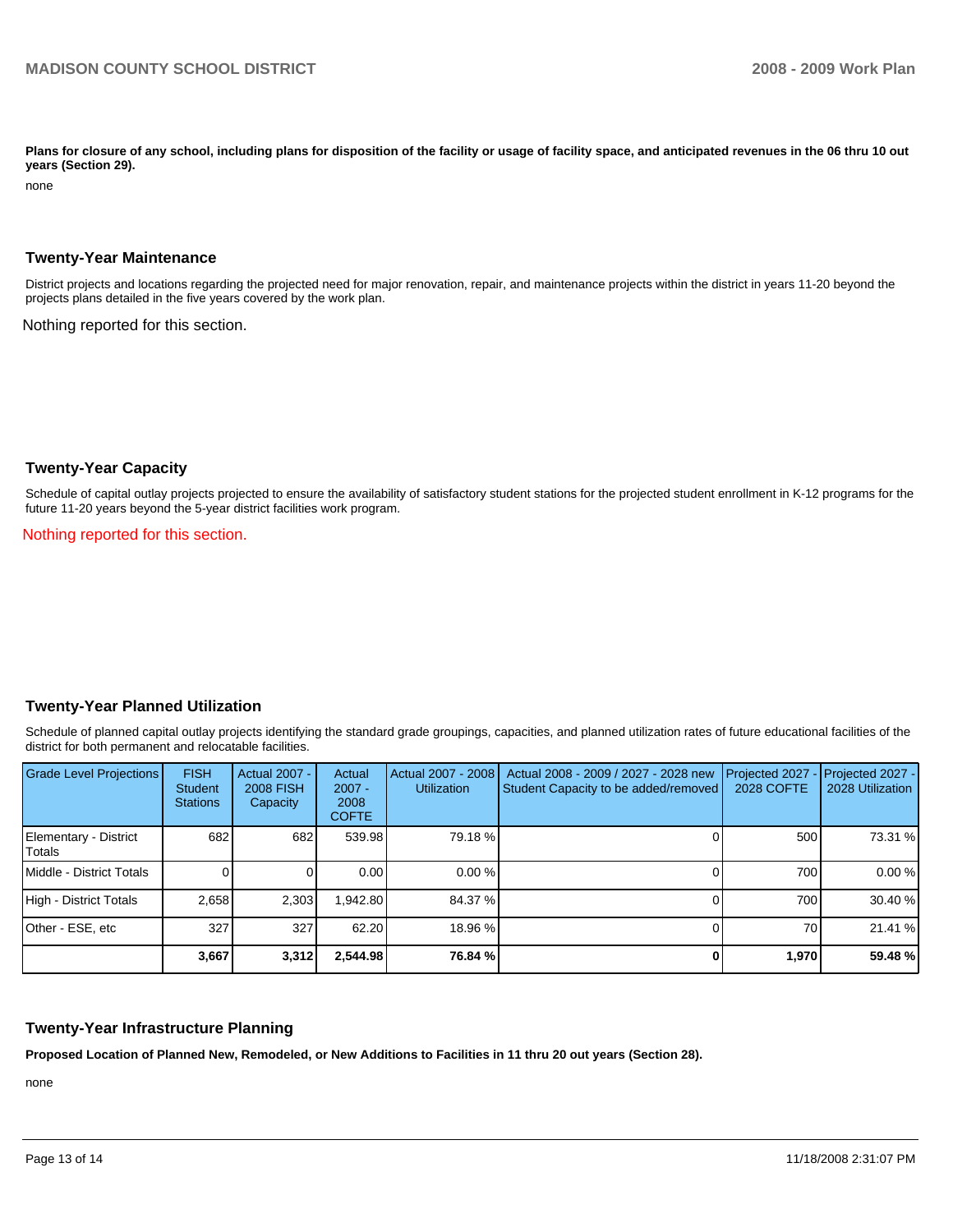**Plans for closure of any school, including plans for disposition of the facility or usage of facility space, and anticipated revenues in the 06 thru 10 out years (Section 29).**

none

## Twenty-Year Maintenance

District projects and locations regarding the projected need for major renovation, repair, and maintenance projects within the district in years 11-20 beyond the projects plans detailed in the five years covered by the work plan.

Nothing reported for this section.

## Twenty-Year Capacity

Schedule of capital outlay projects projected to ensure the availability of satisfactory student stations for the projected student enrollment in K-12 programs for the future 11-20 years beyond the 5-year district facilities work program.

Nothing reported for this section.

## Twenty-Year Planned Utilization

Schedule of planned capital outlay projects identifying the standard grade groupings, capacities, and planned utilization rates of future educational facilities of the district for both permanent and relocatable facilities.

| Grade Level Projections | FISH Student Stations | Actual 2007 - 2008 FISH Capacity | Actual 2007 - 2008 COFTE | Actual 2007 - 2008 Utilization | Actual 2008 - 2009 / 2027 - 2028 new Student Capacity to be added/removed | Projected 2027 - 2028 COFTE | Projected 2027 - 2028 Utilization |
|---|---|---|---|---|---|---|---|
| Elementary - District Totals | 682 | 682 | 539.98 | 79.18 % | 0 | 500 | 73.31 % |
| Middle - District Totals | 0 | 0 | 0.00 | 0.00 % | 0 | 700 | 0.00 % |
| High - District Totals | 2,658 | 2,303 | 1,942.80 | 84.37 % | 0 | 700 | 30.40 % |
| Other - ESE, etc | 327 | 327 | 62.20 | 18.96 % | 0 | 70 | 21.41 % |
| | **3,667** | **3,312** | **2,544.98** | **76.84 %** | **0** | **1,970** | **59.48 %** |

## Twenty-Year Infrastructure Planning

**Proposed Location of Planned New, Remodeled, or New Additions to Facilities in 11 thru 20 out years (Section 28).**

none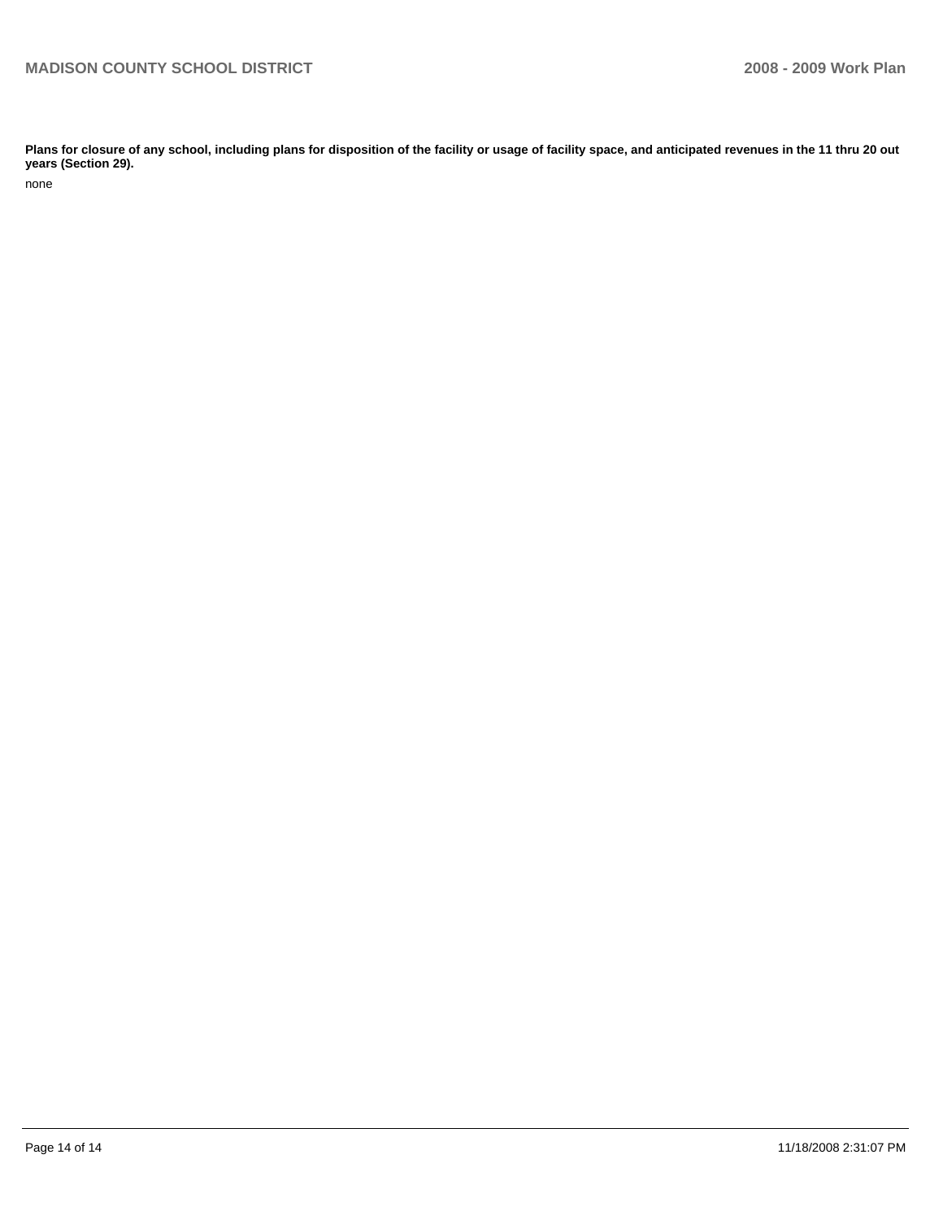**Plans for closure of any school, including plans for disposition of the facility or usage of facility space, and anticipated revenues in the 11 thru 20 out years (Section 29).**

none